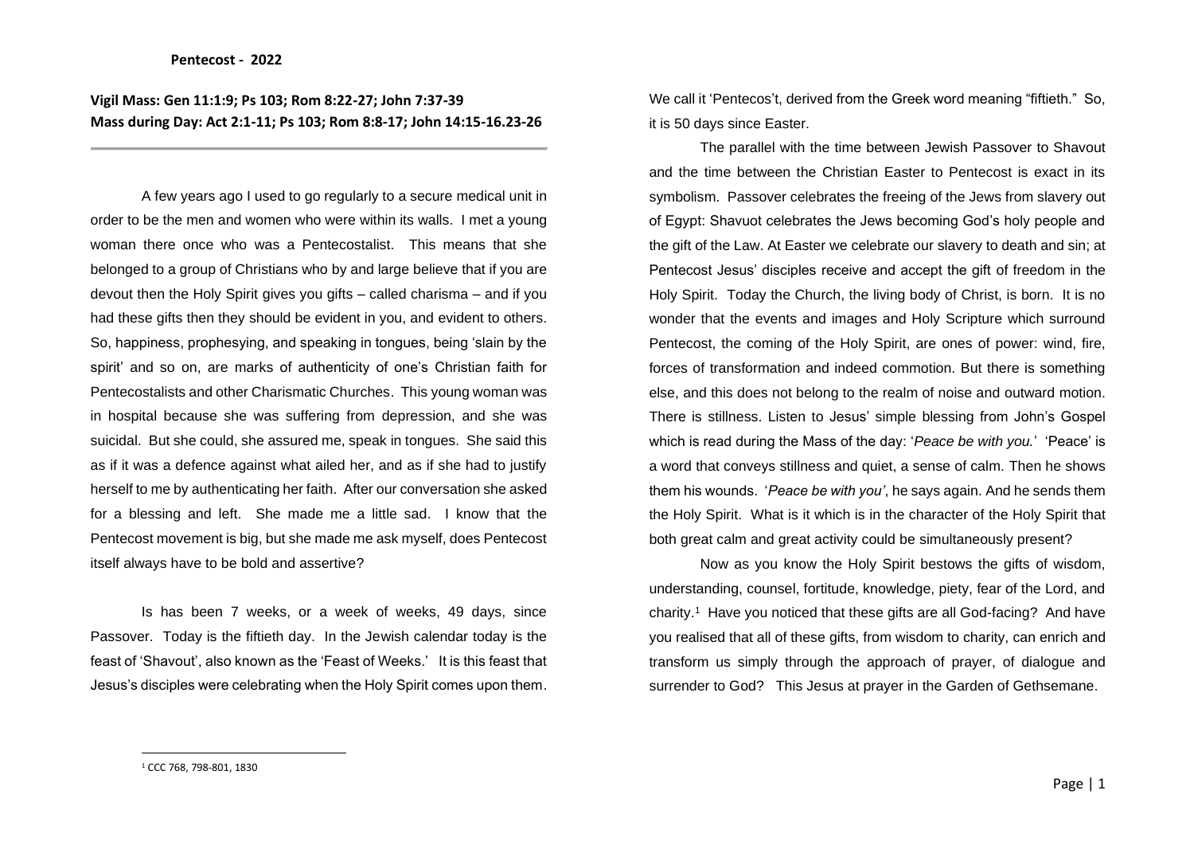**Pentecost - 2022**

**Vigil Mass: Gen 11:1:9; Ps 103; Rom 8:22-27; John 7:37-39**
**Mass during Day: Act 2:1-11; Ps 103; Rom 8:8-17; John 14:15-16.23-26**

---

A few years ago I used to go regularly to a secure medical unit in order to be the men and women who were within its walls. I met a young woman there once who was a Pentecostalist. This means that she belonged to a group of Christians who by and large believe that if you are devout then the Holy Spirit gives you gifts – called charisma – and if you had these gifts then they should be evident in you, and evident to others. So, happiness, prophesying, and speaking in tongues, being 'slain by the spirit' and so on, are marks of authenticity of one's Christian faith for Pentecostalists and other Charismatic Churches. This young woman was in hospital because she was suffering from depression, and she was suicidal. But she could, she assured me, speak in tongues. She said this as if it was a defence against what ailed her, and as if she had to justify herself to me by authenticating her faith. After our conversation she asked for a blessing and left. She made me a little sad. I know that the Pentecost movement is big, but she made me ask myself, does Pentecost itself always have to be bold and assertive?

Is has been 7 weeks, or a week of weeks, 49 days, since Passover. Today is the fiftieth day. In the Jewish calendar today is the feast of 'Shavout', also known as the 'Feast of Weeks.' It is this feast that Jesus's disciples were celebrating when the Holy Spirit comes upon them. We call it 'Pentecos't, derived from the Greek word meaning "fiftieth." So, it is 50 days since Easter.

The parallel with the time between Jewish Passover to Shavout and the time between the Christian Easter to Pentecost is exact in its symbolism. Passover celebrates the freeing of the Jews from slavery out of Egypt: Shavuot celebrates the Jews becoming God's holy people and the gift of the Law. At Easter we celebrate our slavery to death and sin; at Pentecost Jesus' disciples receive and accept the gift of freedom in the Holy Spirit. Today the Church, the living body of Christ, is born. It is no wonder that the events and images and Holy Scripture which surround Pentecost, the coming of the Holy Spirit, are ones of power: wind, fire, forces of transformation and indeed commotion. But there is something else, and this does not belong to the realm of noise and outward motion. There is stillness. Listen to Jesus' simple blessing from John's Gospel which is read during the Mass of the day: '*Peace be with you.*' 'Peace' is a word that conveys stillness and quiet, a sense of calm. Then he shows them his wounds. '*Peace be with you'*, he says again. And he sends them the Holy Spirit. What is it which is in the character of the Holy Spirit that both great calm and great activity could be simultaneously present?

Now as you know the Holy Spirit bestows the gifts of wisdom, understanding, counsel, fortitude, knowledge, piety, fear of the Lord, and charity.[1] Have you noticed that these gifts are all God-facing? And have you realised that all of these gifts, from wisdom to charity, can enrich and transform us simply through the approach of prayer, of dialogue and surrender to God? This Jesus at prayer in the Garden of Gethsemane.

---

[1] CCC 768, 798-801, 1830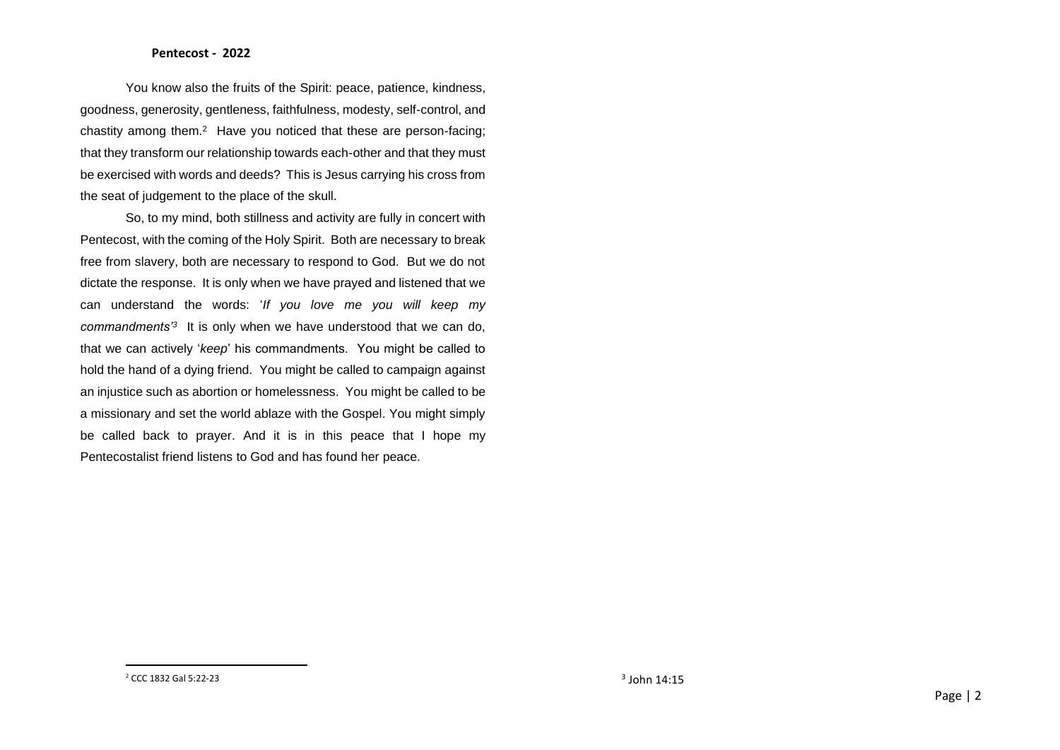**Pentecost - 2022**

You know also the fruits of the Spirit: peace, patience, kindness, goodness, generosity, gentleness, faithfulness, modesty, self-control, and chastity among them.[2] Have you noticed that these are person-facing; that they transform our relationship towards each-other and that they must be exercised with words and deeds? This is Jesus carrying his cross from the seat of judgement to the place of the skull.

So, to my mind, both stillness and activity are fully in concert with Pentecost, with the coming of the Holy Spirit. Both are necessary to break free from slavery, both are necessary to respond to God. But we do not dictate the response. It is only when we have prayed and listened that we can understand the words: '*If you love me you will keep my commandments'*[3] It is only when we have understood that we can do, that we can actively '*keep*' his commandments. You might be called to hold the hand of a dying friend. You might be called to campaign against an injustice such as abortion or homelessness. You might be called to be a missionary and set the world ablaze with the Gospel. You might simply be called back to prayer. And it is in this peace that I hope my Pentecostalist friend listens to God and has found her peace.

---

[2] CCC 1832 Gal 5:22-23

[3] John 14:15